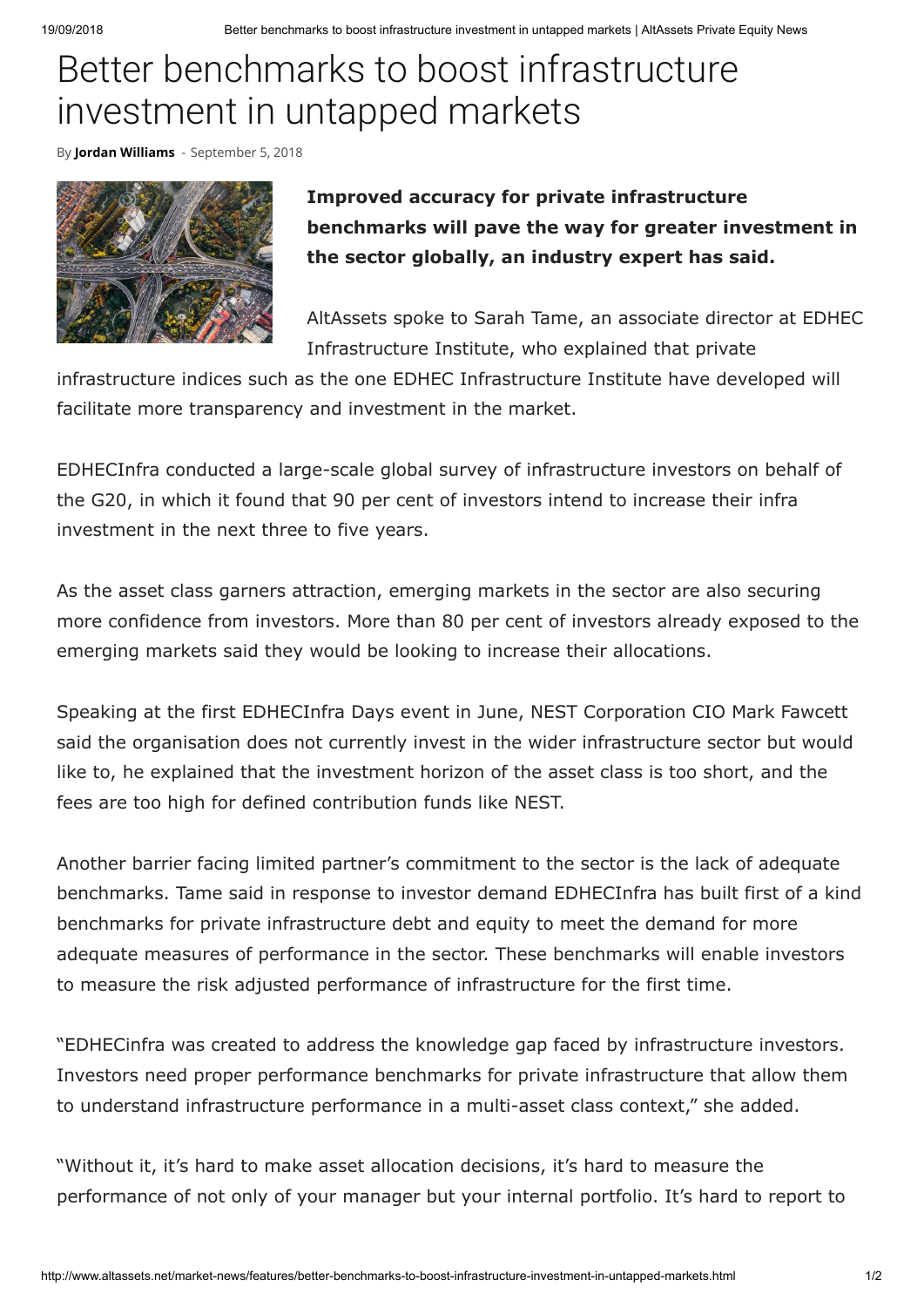# Better benchmarks to boost infrastructure investment in untapped markets

By **Jordan Williams** - September 5, 2018

**Improved accuracy for private infrastructure benchmarks will pave the way for greater investment in the sector globally, an industry expert has said.**

AltAssets spoke to Sarah Tame, an associate director at EDHEC Infrastructure Institute, who explained that private infrastructure indices such as the one EDHEC Infrastructure Institute have developed will facilitate more transparency and investment in the market.

EDHECInfra conducted a large-scale global survey of infrastructure investors on behalf of the G20, in which it found that 90 per cent of investors intend to increase their infra investment in the next three to five years.

As the asset class garners attraction, emerging markets in the sector are also securing more confidence from investors. More than 80 per cent of investors already exposed to the emerging markets said they would be looking to increase their allocations.

Speaking at the first EDHECInfra Days event in June, NEST Corporation CIO Mark Fawcett said the organisation does not currently invest in the wider infrastructure sector but would like to, he explained that the investment horizon of the asset class is too short, and the fees are too high for defined contribution funds like NEST.

Another barrier facing limited partner's commitment to the sector is the lack of adequate benchmarks. Tame said in response to investor demand EDHECInfra has built first of a kind benchmarks for private infrastructure debt and equity to meet the demand for more adequate measures of performance in the sector. These benchmarks will enable investors to measure the risk adjusted performance of infrastructure for the first time.

"EDHECinfra was created to address the knowledge gap faced by infrastructure investors. Investors need proper performance benchmarks for private infrastructure that allow them to understand infrastructure performance in a multi-asset class context," she added.

"Without it, it's hard to make asset allocation decisions, it's hard to measure the performance of not only of your manager but your internal portfolio. It's hard to report to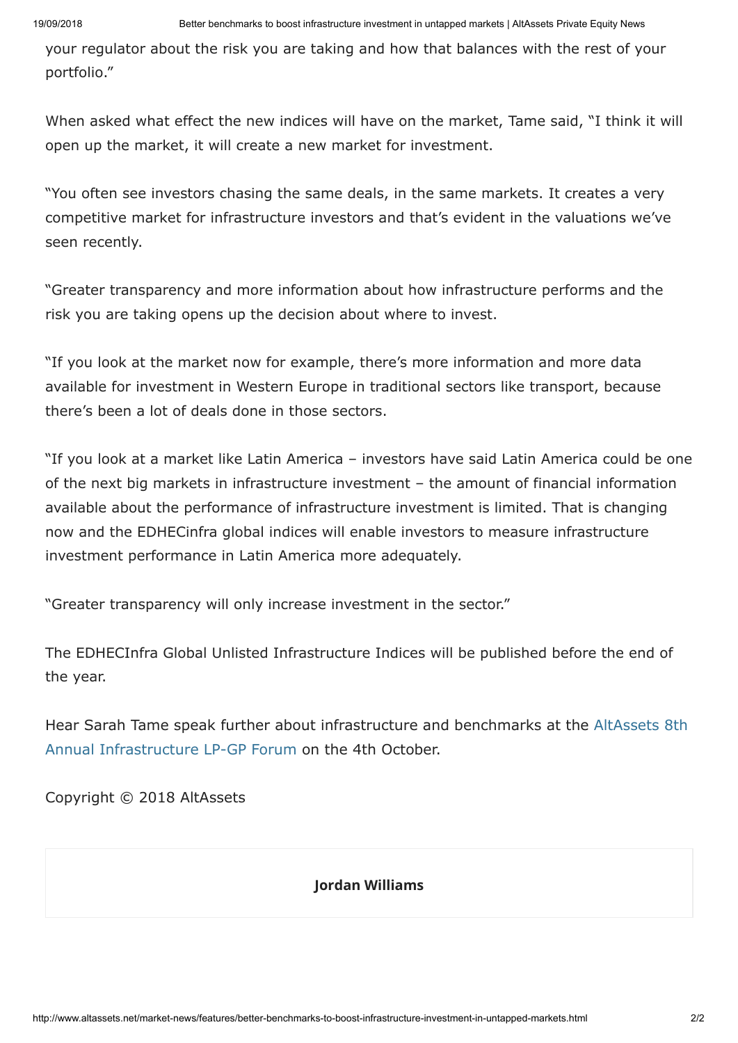your regulator about the risk you are taking and how that balances with the rest of your portfolio."

When asked what effect the new indices will have on the market, Tame said, "I think it will open up the market, it will create a new market for investment.

"You often see investors chasing the same deals, in the same markets. It creates a very competitive market for infrastructure investors and that's evident in the valuations we've seen recently.

"Greater transparency and more information about how infrastructure performs and the risk you are taking opens up the decision about where to invest.

"If you look at the market now for example, there's more information and more data available for investment in Western Europe in traditional sectors like transport, because there's been a lot of deals done in those sectors.

"If you look at a market like Latin America – investors have said Latin America could be one of the next big markets in infrastructure investment – the amount of financial information available about the performance of infrastructure investment is limited. That is changing now and the EDHECinfra global indices will enable investors to measure infrastructure investment performance in Latin America more adequately.

"Greater transparency will only increase investment in the sector."

The EDHECInfra Global Unlisted Infrastructure Indices will be published before the end of the year.

Hear Sarah Tame speak further about infrastructure and benchmarks at the AltAssets 8th Annual Infrastructure LP-GP Forum on the 4th October.

Copyright © 2018 AltAssets

**Jordan Williams**